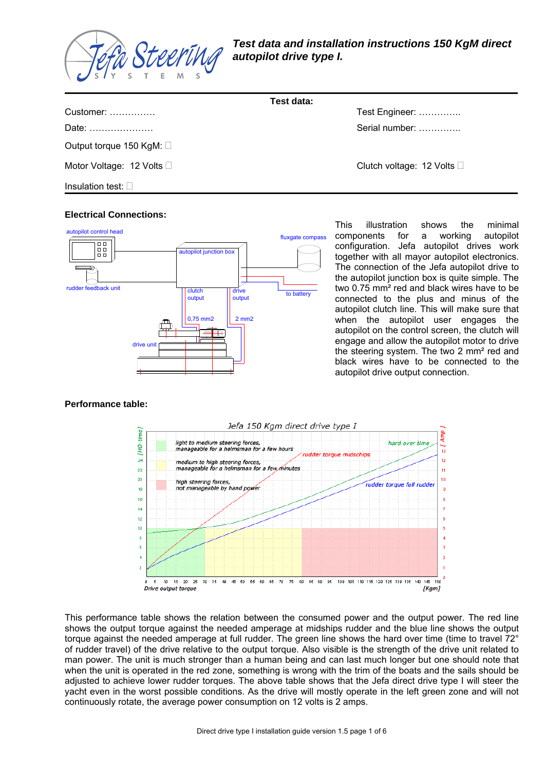# Test data and installation instructions 150 KgM direct autopilot drive type I.

**Test data:**

Customer: ……………

Date: …………………

Test Engineer: …………..

Serial number: …………..

Output torque 150 KgM: ☐

Motor Voltage: 12 Volts ☐

Clutch voltage: 12 Volts ☐

Insulation test: ☐

## Electrical Connections:

This illustration shows the minimal components for a working autopilot configuration. Jefa autopilot drives work together with all mayor autopilot electronics. The connection of the Jefa autopilot drive to the autopilot junction box is quite simple. The two 0.75 mm² red and black wires have to be connected to the plus and minus of the autopilot clutch line. This will make sure that when the autopilot user engages the autopilot on the control screen, the clutch will engage and allow the autopilot motor to drive the steering system. The two 2 mm² red and black wires have to be connected to the autopilot drive output connection.

## Performance table:

This performance table shows the relation between the consumed power and the output power. The red line shows the output torque against the needed amperage at midships rudder and the blue line shows the output torque against the needed amperage at full rudder. The green line shows the hard over time (time to travel 72° of rudder travel) of the drive relative to the output torque. Also visible is the strength of the drive unit related to man power. The unit is much stronger than a human being and can last much longer but one should note that when the unit is operated in the red zone, something is wrong with the trim of the boats and the sails should be adjusted to achieve lower rudder torques. The above table shows that the Jefa direct drive type I will steer the yacht even in the worst possible conditions. As the drive will mostly operate in the left green zone and will not continuously rotate, the average power consumption on 12 volts is 2 amps.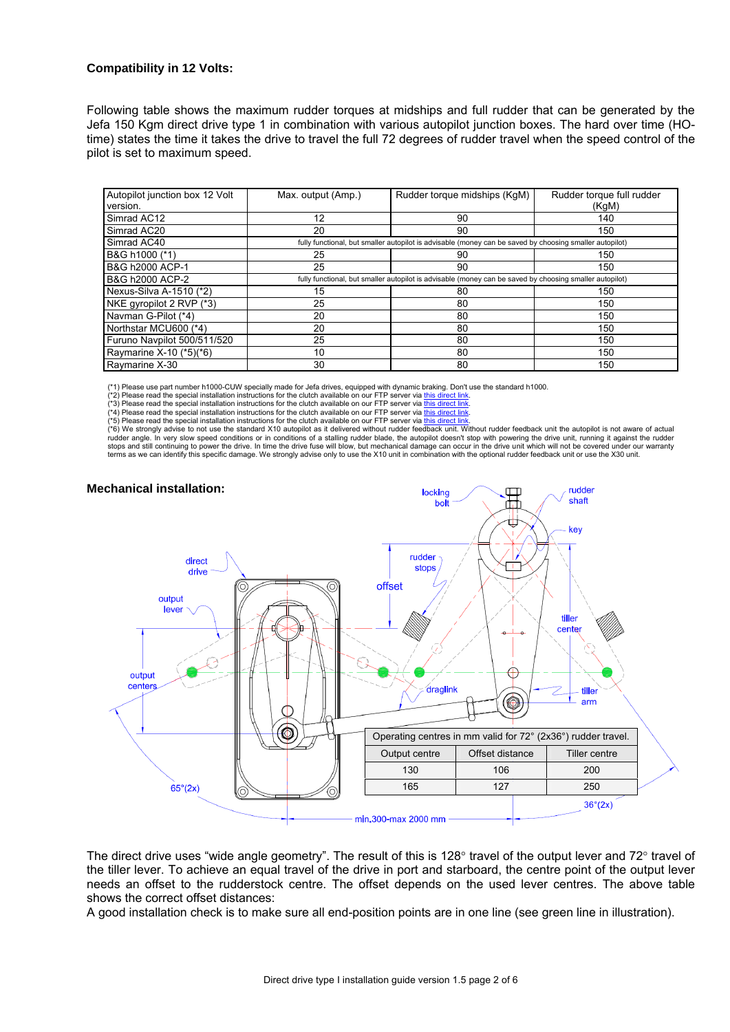**Compatibility in 12 Volts:**

Following table shows the maximum rudder torques at midships and full rudder that can be generated by the Jefa 150 Kgm direct drive type 1 in combination with various autopilot junction boxes. The hard over time (HO-time) states the time it takes the drive to travel the full 72 degrees of rudder travel when the speed control of the pilot is set to maximum speed.

| Autopilot junction box 12 Volt version. | Max. output (Amp.) | Rudder torque midships (KgM) | Rudder torque full rudder (KgM) |
|---|---|---|---|
| Simrad AC12 | 12 | 90 | 140 |
| Simrad AC20 | 20 | 90 | 150 |
| Simrad AC40 | fully functional, but smaller autopilot is advisable (money can be saved by choosing smaller autopilot) | | |
| B&G h1000 (*1) | 25 | 90 | 150 |
| B&G h2000 ACP-1 | 25 | 90 | 150 |
| B&G h2000 ACP-2 | fully functional, but smaller autopilot is advisable (money can be saved by choosing smaller autopilot) | | |
| Nexus-Silva A-1510 (*2) | 15 | 80 | 150 |
| NKE gyropilot 2 RVP (*3) | 25 | 80 | 150 |
| Navman G-Pilot (*4) | 20 | 80 | 150 |
| Northstar MCU600 (*4) | 20 | 80 | 150 |
| Furuno Navpilot 500/511/520 | 25 | 80 | 150 |
| Raymarine X-10 (*5)(*6) | 10 | 80 | 150 |
| Raymarine X-30 | 30 | 80 | 150 |

(*1) Please use part number h1000-CUW specially made for Jefa drives, equipped with dynamic braking. Don't use the standard h1000.
(*2) Please read the special installation instructions for the clutch available on our FTP server via this direct link.
(*3) Please read the special installation instructions for the clutch available on our FTP server via this direct link.
(*4) Please read the special installation instructions for the clutch available on our FTP server via this direct link.
(*5) Please read the special installation instructions for the clutch available on our FTP server via this direct link.
(*6) We strongly advise to not use the standard X10 autopilot as it delivered without rudder feedback unit. Without rudder feedback unit the autopilot is not aware of actual rudder angle. In very slow speed conditions or in conditions of a stalling rudder blade, the autopilot doesn't stop with powering the drive unit, running it against the rudder stops and still continuing to power the drive. In time the drive fuse will blow, but mechanical damage can occur in the drive unit which will not be covered under our warranty terms as we can identify this specific damage. We strongly advise only to use the X10 unit in combination with the optional rudder feedback unit or use the X30 unit.

**Mechanical installation:**

| Operating centres in mm valid for 72° (2x36°) rudder travel. | | |
|---|---|---|
| Output centre | Offset distance | Tiller centre |
| 130 | 106 | 200 |
| 165 | 127 | 250 |

The direct drive uses "wide angle geometry". The result of this is 128° travel of the output lever and 72° travel of the tiller lever. To achieve an equal travel of the drive in port and starboard, the centre point of the output lever needs an offset to the rudderstock centre. The offset depends on the used lever centres. The above table shows the correct offset distances:
A good installation check is to make sure all end-position points are in one line (see green line in illustration).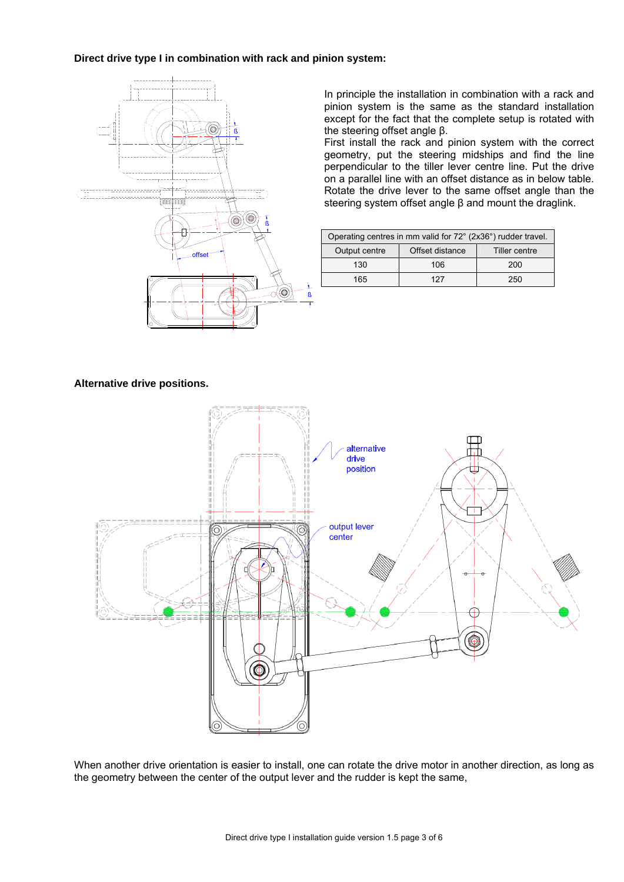**Direct drive type I in combination with rack and pinion system:**

In principle the installation in combination with a rack and pinion system is the same as the standard installation except for the fact that the complete setup is rotated with the steering offset angle β.
First install the rack and pinion system with the correct geometry, put the steering midships and find the line perpendicular to the tiller lever centre line. Put the drive on a parallel line with an offset distance as in below table. Rotate the drive lever to the same offset angle than the steering system offset angle β and mount the draglink.

| Operating centres in mm valid for 72° (2x36°) rudder travel. | | |
|---|---|---|
| Output centre | Offset distance | Tiller centre |
| 130 | 106 | 200 |
| 165 | 127 | 250 |

**Alternative drive positions.**

When another drive orientation is easier to install, one can rotate the drive motor in another direction, as long as the geometry between the center of the output lever and the rudder is kept the same,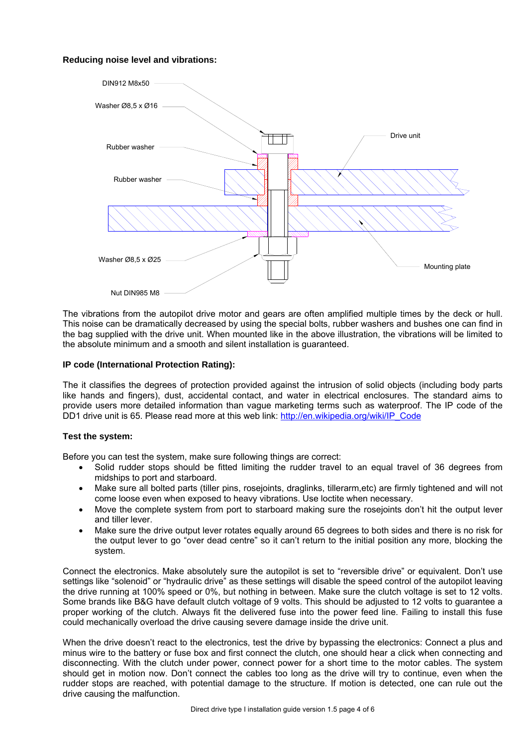### Reducing noise level and vibrations:

DIN912 M8x50

Washer Ø8,5 x Ø16

Rubber washer

Rubber washer

Drive unit

Washer Ø8,5 x Ø25

Mounting plate

Nut DIN985 M8

The vibrations from the autopilot drive motor and gears are often amplified multiple times by the deck or hull. This noise can be dramatically decreased by using the special bolts, rubber washers and bushes one can find in the bag supplied with the drive unit. When mounted like in the above illustration, the vibrations will be limited to the absolute minimum and a smooth and silent installation is guaranteed.

### IP code (International Protection Rating):

The it classifies the degrees of protection provided against the intrusion of solid objects (including body parts like hands and fingers), dust, accidental contact, and water in electrical enclosures. The standard aims to provide users more detailed information than vague marketing terms such as waterproof. The IP code of the DD1 drive unit is 65. Please read more at this web link: [http://en.wikipedia.org/wiki/IP_Code](http://en.wikipedia.org/wiki/IP_Code)

### Test the system:

Before you can test the system, make sure following things are correct:

- Solid rudder stops should be fitted limiting the rudder travel to an equal travel of 36 degrees from midships to port and starboard.
- Make sure all bolted parts (tiller pins, rosejoints, draglinks, tillerarm,etc) are firmly tightened and will not come loose even when exposed to heavy vibrations. Use loctite when necessary.
- Move the complete system from port to starboard making sure the rosejoints don't hit the output lever and tiller lever.
- Make sure the drive output lever rotates equally around 65 degrees to both sides and there is no risk for the output lever to go "over dead centre" so it can't return to the initial position any more, blocking the system.

Connect the electronics. Make absolutely sure the autopilot is set to "reversible drive" or equivalent. Don't use settings like "solenoid" or "hydraulic drive" as these settings will disable the speed control of the autopilot leaving the drive running at 100% speed or 0%, but nothing in between. Make sure the clutch voltage is set to 12 volts. Some brands like B&G have default clutch voltage of 9 volts. This should be adjusted to 12 volts to guarantee a proper working of the clutch. Always fit the delivered fuse into the power feed line. Failing to install this fuse could mechanically overload the drive causing severe damage inside the drive unit.

When the drive doesn't react to the electronics, test the drive by bypassing the electronics: Connect a plus and minus wire to the battery or fuse box and first connect the clutch, one should hear a click when connecting and disconnecting. With the clutch under power, connect power for a short time to the motor cables. The system should get in motion now. Don't connect the cables too long as the drive will try to continue, even when the rudder stops are reached, with potential damage to the structure. If motion is detected, one can rule out the drive causing the malfunction.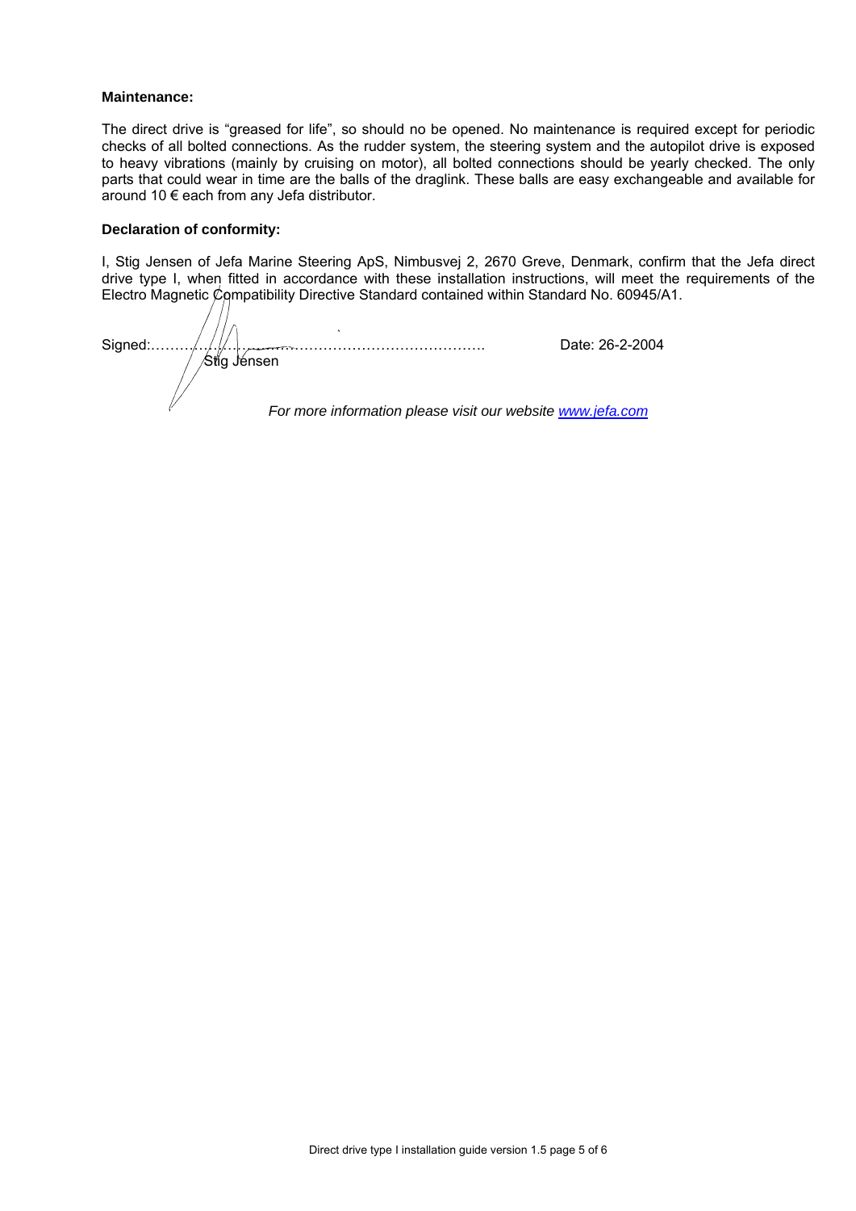**Maintenance:**

The direct drive is "greased for life", so should no be opened. No maintenance is required except for periodic checks of all bolted connections. As the rudder system, the steering system and the autopilot drive is exposed to heavy vibrations (mainly by cruising on motor), all bolted connections should be yearly checked. The only parts that could wear in time are the balls of the draglink. These balls are easy exchangeable and available for around 10 € each from any Jefa distributor.

**Declaration of conformity:**

I, Stig Jensen of Jefa Marine Steering ApS, Nimbusvej 2, 2670 Greve, Denmark, confirm that the Jefa direct drive type I, when fitted in accordance with these installation instructions, will meet the requirements of the Electro Magnetic Compatibility Directive Standard contained within Standard No. 60945/A1.

Signed:………………………………………………………………. Date: 26-2-2004

Stig Jensen

*For more information please visit our website [www.jefa.com](http://www.jefa.com)*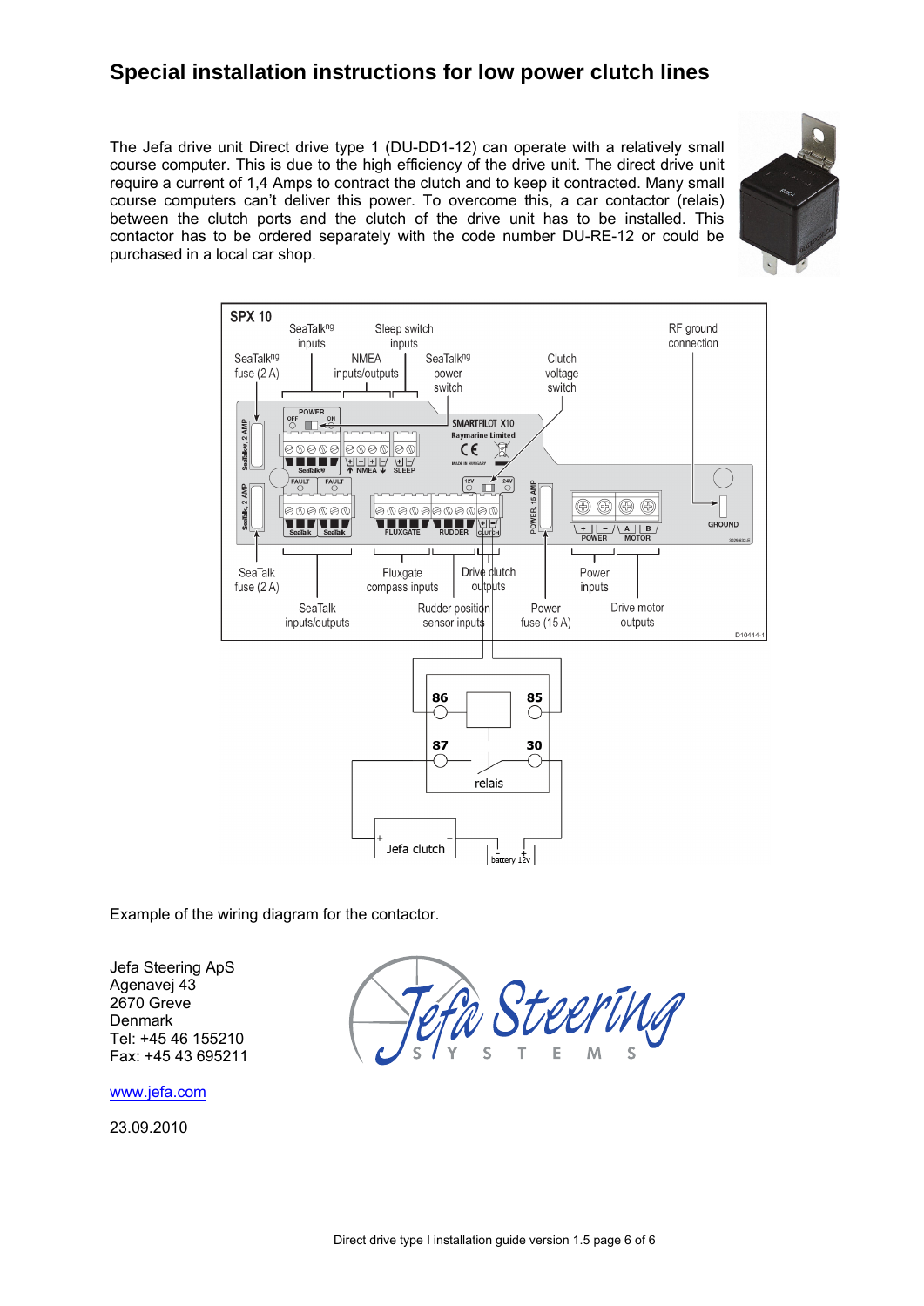## Special installation instructions for low power clutch lines

The Jefa drive unit Direct drive type 1 (DU-DD1-12) can operate with a relatively small course computer. This is due to the high efficiency of the drive unit. The direct drive unit require a current of 1,4 Amps to contract the clutch and to keep it contracted. Many small course computers can't deliver this power. To overcome this, a car contactor (relais) between the clutch ports and the clutch of the drive unit has to be installed. This contactor has to be ordered separately with the code number DU-RE-12 or could be purchased in a local car shop.

SPX 10

SeaTalk^ng inputs
Sleep switch inputs
RF ground connection
SeaTalk^ng fuse (2 A)
NMEA inputs/outputs
SeaTalk^ng power switch
Clutch voltage switch
SeaTalk fuse (2 A)
Fluxgate compass inputs
Drive clutch outputs
Power inputs
SeaTalk inputs/outputs
Rudder position sensor inputs
Power fuse (15 A)
Drive motor outputs
D10444-1

86
85
87
30
relais
Jefa clutch
battery 12v

Example of the wiring diagram for the contactor.

Jefa Steering ApS
Agenavej 43
2670 Greve
Denmark
Tel: +45 46 155210
Fax: +45 43 695211

www.jefa.com

23.09.2010